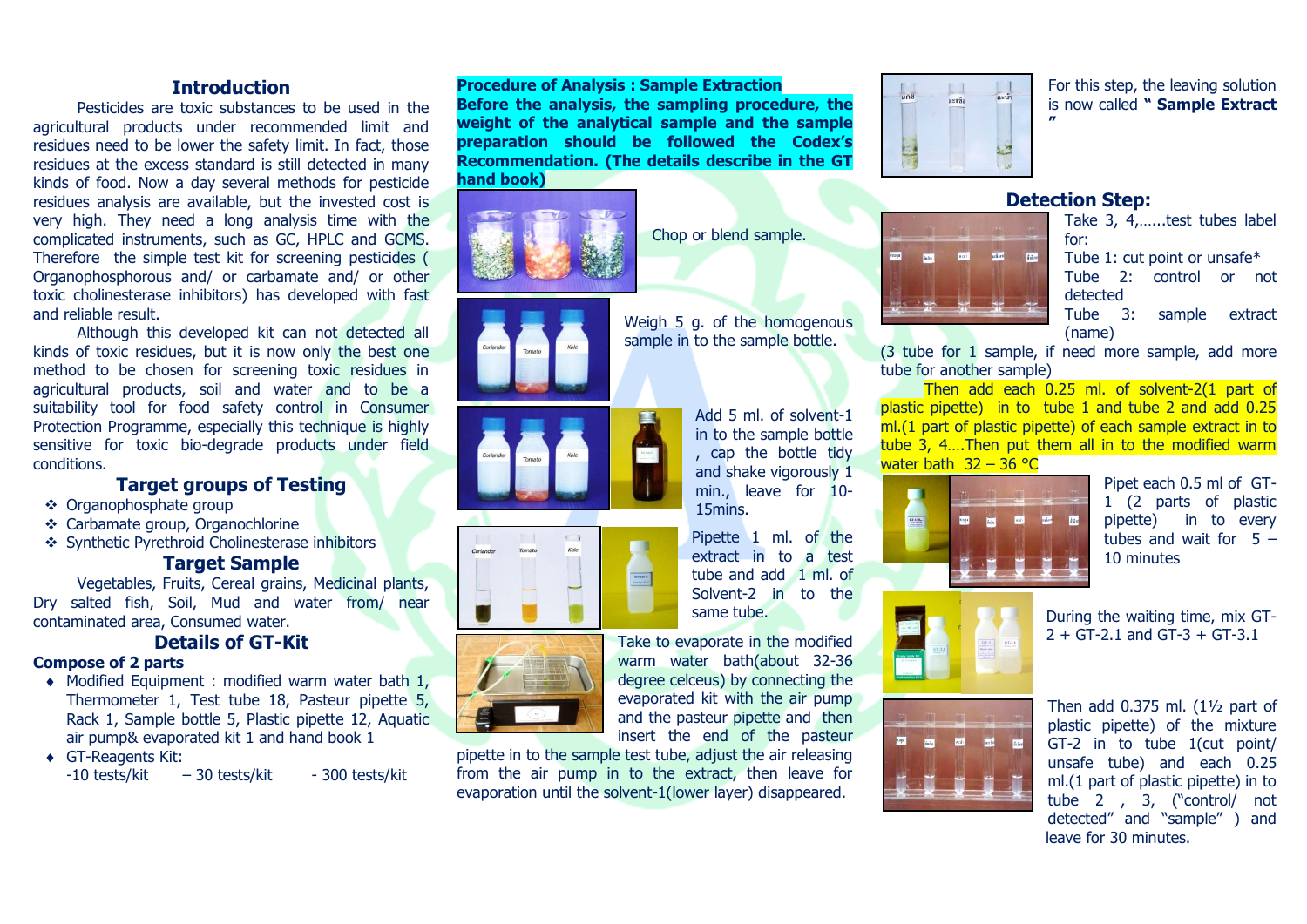## Introduction

Pesticides are toxic substances to be used in the agricultural products under recommended limit and residues need to be lower the safety limit. In fact, those residues at the excess standard is still detected in many kinds of food. Now a day several methods for pesticide residues analysis are available, but the invested cost is very high. They need a long analysis time with the complicated instruments, such as GC, HPLC and GCMS. Therefore the simple test kit for screening pesticides ( Organophosphorous and/ or carbamate and/ or other toxic cholinesterase inhibitors) has developed with fast and reliable result.

Although this developed kit can not detected all kinds of toxic residues, but it is now only the best one method to be chosen for screening toxic residues in agricultural products, soil and water and to be a suitability tool for food safety control in Consumer Protection Programme, especially this technique is highly sensitive for toxic bio-degrade products under field conditions.

## Target groups of Testing

- Organophosphate group
- Carbamate group, Organochlorine
- Synthetic Pyrethroid Cholinesterase inhibitors

## Target Sample

Vegetables, Fruits, Cereal grains, Medicinal plants, Dry salted fish, Soil, Mud and water from/ near contaminated area, Consumed water.

## Details of GT-Kit

**Compose of 2 parts**

- Modified Equipment : modified warm water bath 1, Thermometer 1, Test tube 18, Pasteur pipette 5, Rack 1, Sample bottle 5, Plastic pipette 12, Aquatic air pump& evaporated kit 1 and hand book 1
- GT-Reagents Kit:
  -10 tests/kit – 30 tests/kit - 300 tests/kit

**Procedure of Analysis : Sample Extraction**

**Before the analysis, the sampling procedure, the weight of the analytical sample and the sample preparation should be followed the Codex's Recommendation. (The details describe in the GT hand book)**

Chop or blend sample.

Weigh 5 g. of the homogenous sample in to the sample bottle.

Add 5 ml. of solvent-1 in to the sample bottle , cap the bottle tidy and shake vigorously 1 min., leave for 10-15mins.

Pipette 1 ml. of the extract in to a test tube and add 1 ml. of Solvent-2 in to the same tube.

Take to evaporate in the modified warm water bath(about 32-36 degree celceus) by connecting the evaporated kit with the air pump and the pasteur pipette and then insert the end of the pasteur pipette in to the sample test tube, adjust the air releasing from the air pump in to the extract, then leave for evaporation until the solvent-1(lower layer) disappeared.

For this step, the leaving solution is now called **" Sample Extract "**

## Detection Step:

Take 3, 4,......test tubes label for:

Tube 1: cut point or unsafe*

Tube 2: control or not detected

Tube 3: sample extract (name)

(3 tube for 1 sample, if need more sample, add more tube for another sample)

Then add each 0.25 ml. of solvent-2(1 part of plastic pipette) in to tube 1 and tube 2 and add 0.25 ml.(1 part of plastic pipette) of each sample extract in to tube 3, 4….Then put them all in to the modified warm water bath 32 – 36 °C

Pipet each 0.5 ml of GT-1 (2 parts of plastic pipette) in to every tubes and wait for 5 – 10 minutes

During the waiting time, mix GT-2 + GT-2.1 and GT-3 + GT-3.1

Then add 0.375 ml. (1½ part of plastic pipette) of the mixture GT-2 in to tube 1(cut point/ unsafe tube) and each 0.25 ml.(1 part of plastic pipette) in to tube 2 , 3, ("control/ not detected" and "sample" ) and leave for 30 minutes.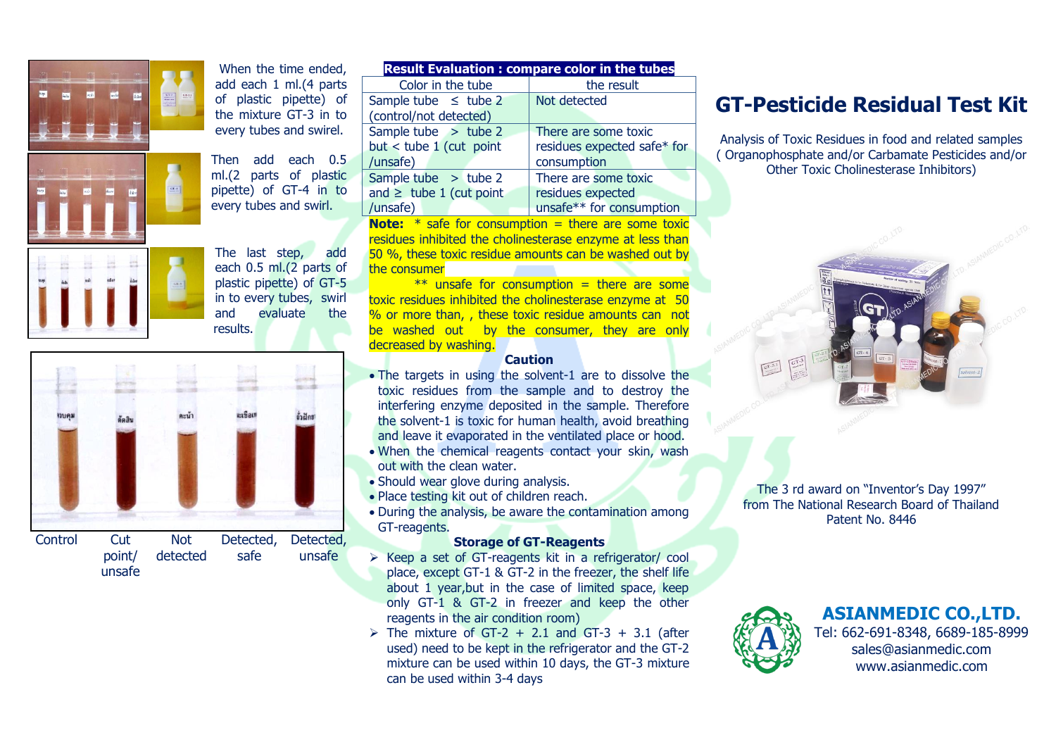When the time ended, add each 1 ml.(4 parts of plastic pipette) of the mixture GT-3 in to every tubes and swirel.

Then add each 0.5 ml.(2 parts of plastic pipette) of GT-4 in to every tubes and swirl.

The last step, add each 0.5 ml.(2 parts of plastic pipette) of GT-5 in to every tubes, swirl and evaluate the results.

Control | Cut point/ unsafe | Not detected | Detected, safe | Detected, unsafe

**Result Evaluation : compare color in the tubes**

| Color in the tube | the result |
|---|---|
| Sample tube ≤ tube 2 (control/not detected) | Not detected |
| Sample tube > tube 2 but < tube 1 (cut point /unsafe) | There are some toxic residues expected safe* for consumption |
| Sample tube > tube 2 and ≥ tube 1 (cut point /unsafe) | There are some toxic residues expected unsafe** for consumption |

**Note:** * safe for consumption = there are some toxic residues inhibited the cholinesterase enzyme at less than 50 %, these toxic residue amounts can be washed out by the consumer

** unsafe for consumption = there are some toxic residues inhibited the cholinesterase enzyme at 50 % or more than, , these toxic residue amounts can not be washed out by the consumer, they are only decreased by washing.

### Caution

- The targets in using the solvent-1 are to dissolve the toxic residues from the sample and to destroy the interfering enzyme deposited in the sample. Therefore the solvent-1 is toxic for human health, avoid breathing and leave it evaporated in the ventilated place or hood.
- When the chemical reagents contact your skin, wash out with the clean water.
- Should wear glove during analysis.
- Place testing kit out of children reach.
- During the analysis, be aware the contamination among GT-reagents.

### Storage of GT-Reagents

- Keep a set of GT-reagents kit in a refrigerator/ cool place, except GT-1 & GT-2 in the freezer, the shelf life about 1 year,but in the case of limited space, keep only GT-1 & GT-2 in freezer and keep the other reagents in the air condition room)
- The mixture of GT-2 + 2.1 and GT-3 + 3.1 (after used) need to be kept in the refrigerator and the GT-2 mixture can be used within 10 days, the GT-3 mixture can be used within 3-4 days

# GT-Pesticide Residual Test Kit

Analysis of Toxic Residues in food and related samples ( Organophosphate and/or Carbamate Pesticides and/or Other Toxic Cholinesterase Inhibitors)

The 3 rd award on "Inventor's Day 1997" from The National Research Board of Thailand
Patent No. 8446

**ASIANMEDIC CO.,LTD.**
Tel: 662-691-8348, 6689-185-8999
sales@asianmedic.com
www.asianmedic.com